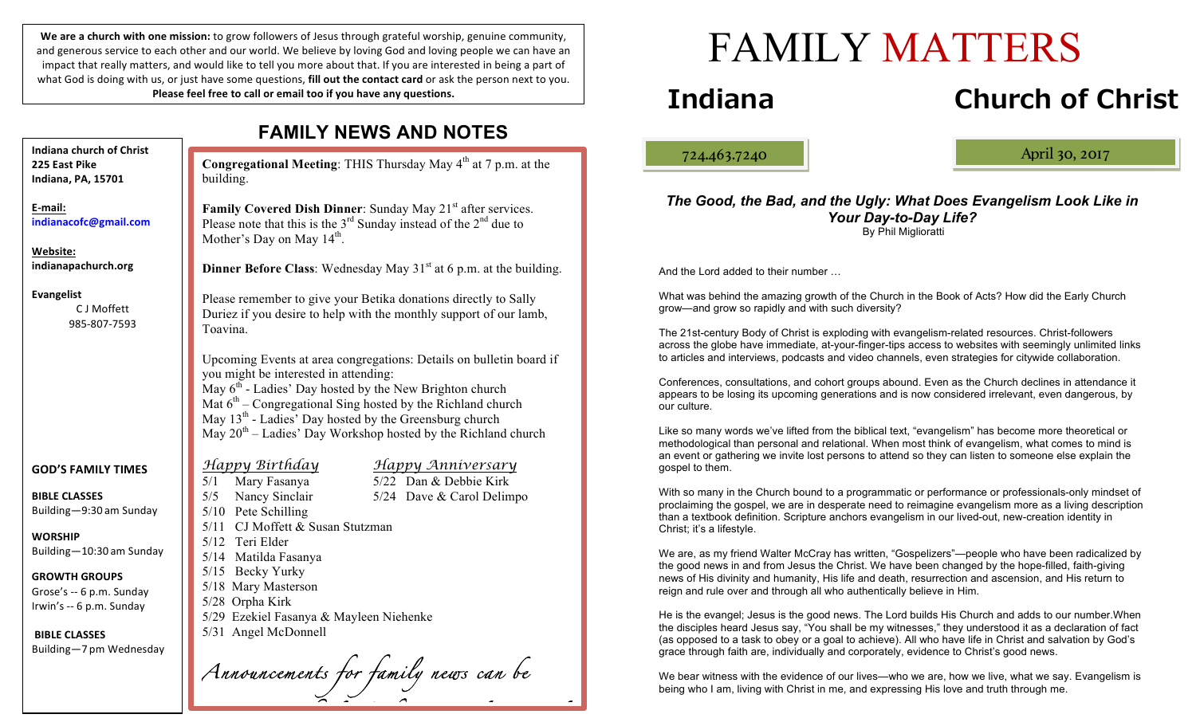**We are a church with one mission:** to grow followers of Jesus through grateful worship, genuine community, and generous service to each other and our world. We believe by loving God and loving people we can have an impact that really matters, and would like to tell you more about that. If you are interested in being a part of what God is doing with us, or just have some questions, **fill out the contact card** or ask the person next to you. **Please feel free to call or email too if you have any questions.**

**Indiana church of Christ**
**225 East Pike**
**Indiana, PA, 15701**

**E-mail:**
**indianacofc@gmail.com**

**Website:**
**indianapachurch.org**

**Evangelist**
C J Moffett
985-807-7593

**GOD'S FAMILY TIMES**

**BIBLE CLASSES**
Building—9:30 am Sunday

**WORSHIP**
Building—10:30 am Sunday

**GROWTH GROUPS**
Grose's -- 6 p.m. Sunday
Irwin's -- 6 p.m. Sunday

**BIBLE CLASSES**
Building—7 pm Wednesday

## FAMILY NEWS AND NOTES

**Congregational Meeting**: THIS Thursday May 4th at 7 p.m. at the building.

**Family Covered Dish Dinner**: Sunday May 21st after services. Please note that this is the 3rd Sunday instead of the 2nd due to Mother's Day on May 14th.

**Dinner Before Class**: Wednesday May 31st at 6 p.m. at the building.

Please remember to give your Betika donations directly to Sally Duriez if you desire to help with the monthly support of our lamb, Toavina.

Upcoming Events at area congregations: Details on bulletin board if you might be interested in attending:
May 6th - Ladies' Day hosted by the New Brighton church
Mat 6th – Congregational Sing hosted by the Richland church
May 13th - Ladies' Day hosted by the Greensburg church
May 20th – Ladies' Day Workshop hosted by the Richland church

*Happy Birthday*

5/1 Mary Fasanya
5/5 Nancy Sinclair
5/10 Pete Schilling
5/11 CJ Moffett & Susan Stutzman
5/12 Teri Elder
5/14 Matilda Fasanya
5/15 Becky Yurky
5/18 Mary Masterson
5/28 Orpha Kirk
5/29 Ezekiel Fasanya & Mayleen Niehenke
5/31 Angel McDonnell

*Happy Anniversary*

5/22 Dan & Debbie Kirk
5/24 Dave & Carol Delimpo

*Announcements for family news can be*

# FAMILY MATTERS

## Indiana Church of Christ

724.463.7240

April 30, 2017

### *The Good, the Bad, and the Ugly: What Does Evangelism Look Like in Your Day-to-Day Life?*

By Phil Migliorattі

And the Lord added to their number …

What was behind the amazing growth of the Church in the Book of Acts? How did the Early Church grow—and grow so rapidly and with such diversity?

The 21st-century Body of Christ is exploding with evangelism-related resources. Christ-followers across the globe have immediate, at-your-finger-tips access to websites with seemingly unlimited links to articles and interviews, podcasts and video channels, even strategies for citywide collaboration.

Conferences, consultations, and cohort groups abound. Even as the Church declines in attendance it appears to be losing its upcoming generations and is now considered irrelevant, even dangerous, by our culture.

Like so many words we've lifted from the biblical text, "evangelism" has become more theoretical or methodological than personal and relational. When most think of evangelism, what comes to mind is an event or gathering we invite lost persons to attend so they can listen to someone else explain the gospel to them.

With so many in the Church bound to a programmatic or performance or professionals-only mindset of proclaiming the gospel, we are in desperate need to reimagine evangelism more as a living description than a textbook definition. Scripture anchors evangelism in our lived-out, new-creation identity in Christ; it's a lifestyle.

We are, as my friend Walter McCray has written, "Gospelizers"—people who have been radicalized by the good news in and from Jesus the Christ. We have been changed by the hope-filled, faith-giving news of His divinity and humanity, His life and death, resurrection and ascension, and His return to reign and rule over and through all who authentically believe in Him.

He is the evangel; Jesus is the good news. The Lord builds His Church and adds to our number.When the disciples heard Jesus say, "You shall be my witnesses," they understood it as a declaration of fact (as opposed to a task to obey or a goal to achieve). All who have life in Christ and salvation by God's grace through faith are, individually and corporately, evidence to Christ's good news.

We bear witness with the evidence of our lives—who we are, how we live, what we say. Evangelism is being who I am, living with Christ in me, and expressing His love and truth through me.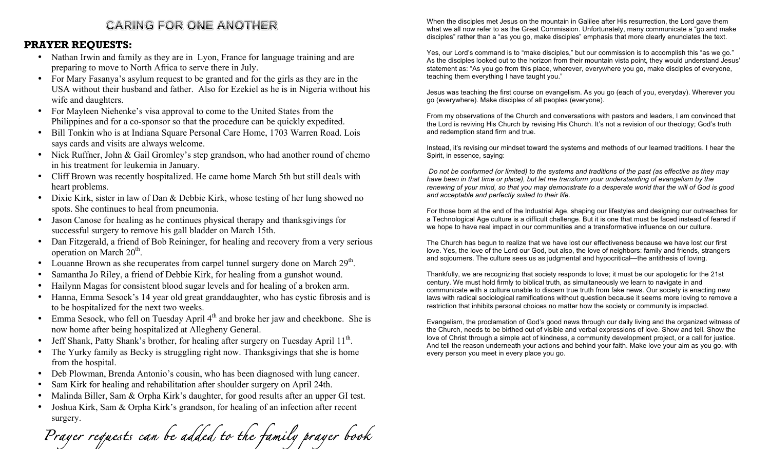# CARING FOR ONE ANOTHER

## PRAYER REQUESTS:

- Nathan Irwin and family as they are in Lyon, France for language training and are preparing to move to North Africa to serve there in July.
- For Mary Fasanya's asylum request to be granted and for the girls as they are in the USA without their husband and father. Also for Ezekiel as he is in Nigeria without his wife and daughters.
- For Mayleen Niehenke's visa approval to come to the United States from the Philippines and for a co-sponsor so that the procedure can be quickly expedited.
- Bill Tonkin who is at Indiana Square Personal Care Home, 1703 Warren Road. Lois says cards and visits are always welcome.
- Nick Ruffner, John & Gail Gromley's step grandson, who had another round of chemo in his treatment for leukemia in January.
- Cliff Brown was recently hospitalized. He came home March 5th but still deals with heart problems.
- Dixie Kirk, sister in law of Dan & Debbie Kirk, whose testing of her lung showed no spots. She continues to heal from pneumonia.
- Jason Canose for healing as he continues physical therapy and thanksgivings for successful surgery to remove his gall bladder on March 15th.
- Dan Fitzgerald, a friend of Bob Reininger, for healing and recovery from a very serious operation on March 20th.
- Louanne Brown as she recuperates from carpel tunnel surgery done on March 29th.
- Samantha Jo Riley, a friend of Debbie Kirk, for healing from a gunshot wound.
- Hailynn Magas for consistent blood sugar levels and for healing of a broken arm.
- Hanna, Emma Sesock's 14 year old great granddaughter, who has cystic fibrosis and is to be hospitalized for the next two weeks.
- Emma Sesock, who fell on Tuesday April 4th and broke her jaw and cheekbone. She is now home after being hospitalized at Allegheny General.
- Jeff Shank, Patty Shank's brother, for healing after surgery on Tuesday April 11th.
- The Yurky family as Becky is struggling right now. Thanksgivings that she is home from the hospital.
- Deb Plowman, Brenda Antonio's cousin, who has been diagnosed with lung cancer.
- Sam Kirk for healing and rehabilitation after shoulder surgery on April 24th.
- Malinda Biller, Sam & Orpha Kirk's daughter, for good results after an upper GI test.
- Joshua Kirk, Sam & Orpha Kirk's grandson, for healing of an infection after recent surgery.

*Prayer requests can be added to the family prayer book*

When the disciples met Jesus on the mountain in Galilee after His resurrection, the Lord gave them what we all now refer to as the Great Commission. Unfortunately, many communicate a "go and make disciples" rather than a "as you go, make disciples" emphasis that more clearly enunciates the text.

Yes, our Lord's command is to "make disciples," but our commission is to accomplish this "as we go." As the disciples looked out to the horizon from their mountain vista point, they would understand Jesus' statement as: "As you go from this place, wherever, everywhere you go, make disciples of everyone, teaching them everything I have taught you."

Jesus was teaching the first course on evangelism. As you go (each of you, everyday). Wherever you go (everywhere). Make disciples of all peoples (everyone).

From my observations of the Church and conversations with pastors and leaders, I am convinced that the Lord is reviving His Church by revising His Church. It's not a revision of our theology; God's truth and redemption stand firm and true.

Instead, it's revising our mindset toward the systems and methods of our learned traditions. I hear the Spirit, in essence, saying:

*Do not be conformed (or limited) to the systems and traditions of the past (as effective as they may have been in that time or place), but let me transform your understanding of evangelism by the renewing of your mind, so that you may demonstrate to a desperate world that the will of God is good and acceptable and perfectly suited to their life.*

For those born at the end of the Industrial Age, shaping our lifestyles and designing our outreaches for a Technological Age culture is a difficult challenge. But it is one that must be faced instead of feared if we hope to have real impact in our communities and a transformative influence on our culture.

The Church has begun to realize that we have lost our effectiveness because we have lost our first love. Yes, the love of the Lord our God, but also, the love of neighbors: family and friends, strangers and sojourners. The culture sees us as judgmental and hypocritical—the antithesis of loving.

Thankfully, we are recognizing that society responds to love; it must be our apologetic for the 21st century. We must hold firmly to biblical truth, as simultaneously we learn to navigate in and communicate with a culture unable to discern true truth from fake news. Our society is enacting new laws with radical sociological ramifications without question because it seems more loving to remove a restriction that inhibits personal choices no matter how the society or community is impacted.

Evangelism, the proclamation of God's good news through our daily living and the organized witness of the Church, needs to be birthed out of visible and verbal expressions of love. Show and tell. Show the love of Christ through a simple act of kindness, a community development project, or a call for justice. And tell the reason underneath your actions and behind your faith. Make love your aim as you go, with every person you meet in every place you go.